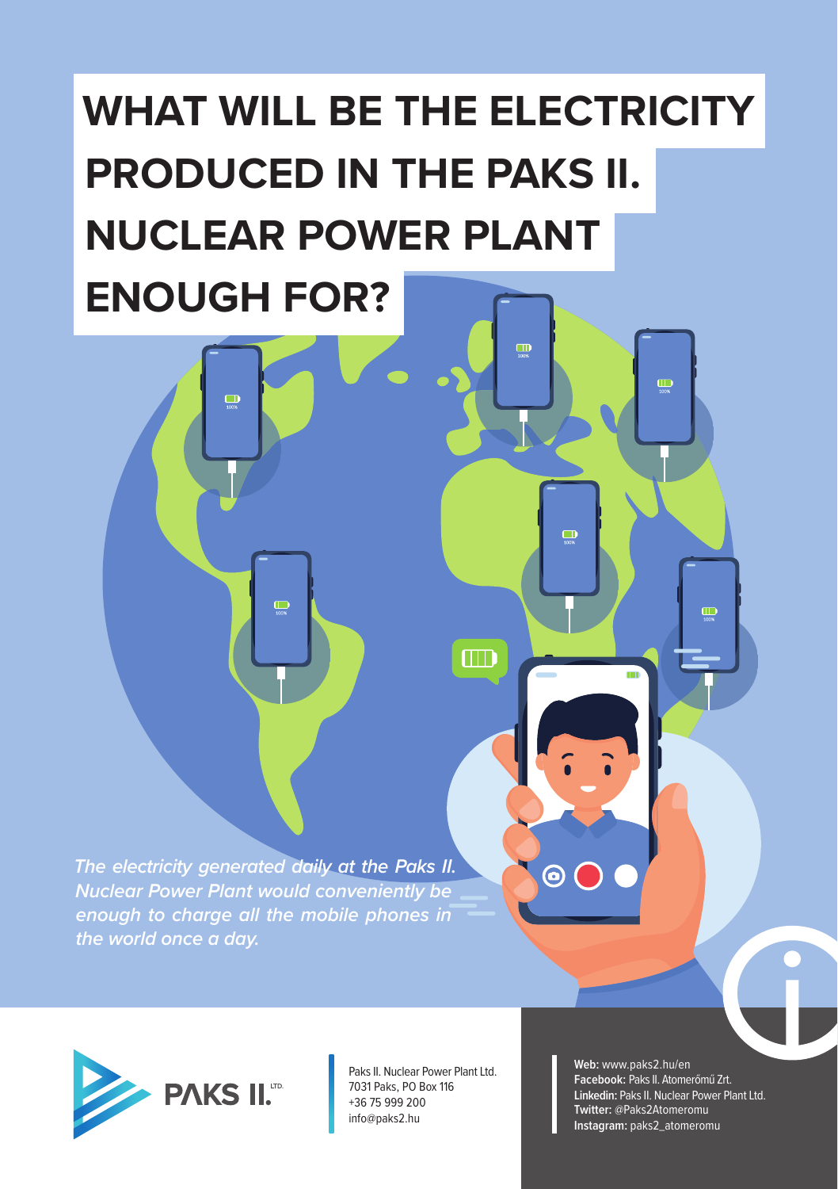# WHAT WILL BE THE ELECTRICITY PRODUCED IN THE PAKS II. NUCLEAR POWER PLANT ENOUGH FOR?

*The electricity generated daily at the Paks II. Nuclear Power Plant would conveniently be enough to charge all the mobile phones in the world once a day.*

PAKS II. LTD.

Paks II. Nuclear Power Plant Ltd.
7031 Paks, PO Box 116
+36 75 999 200
info@paks2.hu

**Web:** www.paks2.hu/en
**Facebook:** Paks II. Atomerőmű Zrt.
**Linkedin:** Paks II. Nuclear Power Plant Ltd.
**Twitter:** @Paks2Atomeromu
**Instagram:** paks2_atomeromu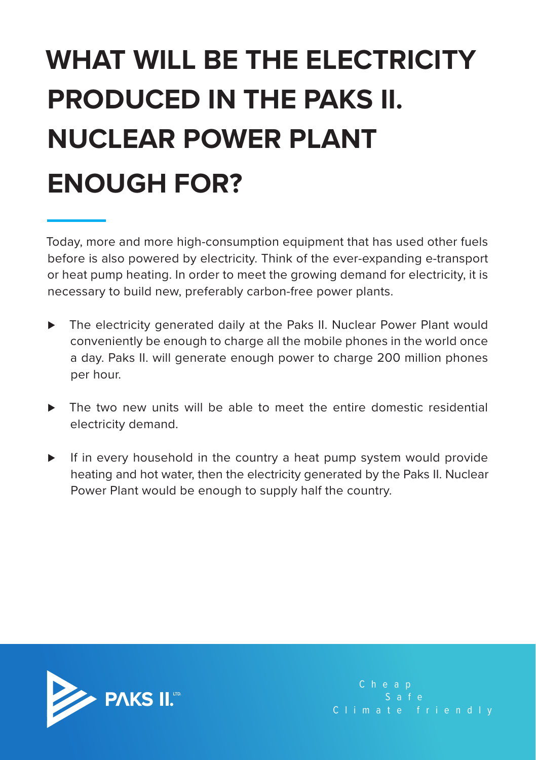# WHAT WILL BE THE ELECTRICITY PRODUCED IN THE PAKS II. NUCLEAR POWER PLANT ENOUGH FOR?

Today, more and more high-consumption equipment that has used other fuels before is also powered by electricity. Think of the ever-expanding e-transport or heat pump heating. In order to meet the growing demand for electricity, it is necessary to build new, preferably carbon-free power plants.

- The electricity generated daily at the Paks II. Nuclear Power Plant would conveniently be enough to charge all the mobile phones in the world once a day. Paks II. will generate enough power to charge 200 million phones per hour.
- The two new units will be able to meet the entire domestic residential electricity demand.
- If in every household in the country a heat pump system would provide heating and hot water, then the electricity generated by the Paks II. Nuclear Power Plant would be enough to supply half the country.

PAKS II. LTD.

Cheap
Safe
Climate friendly